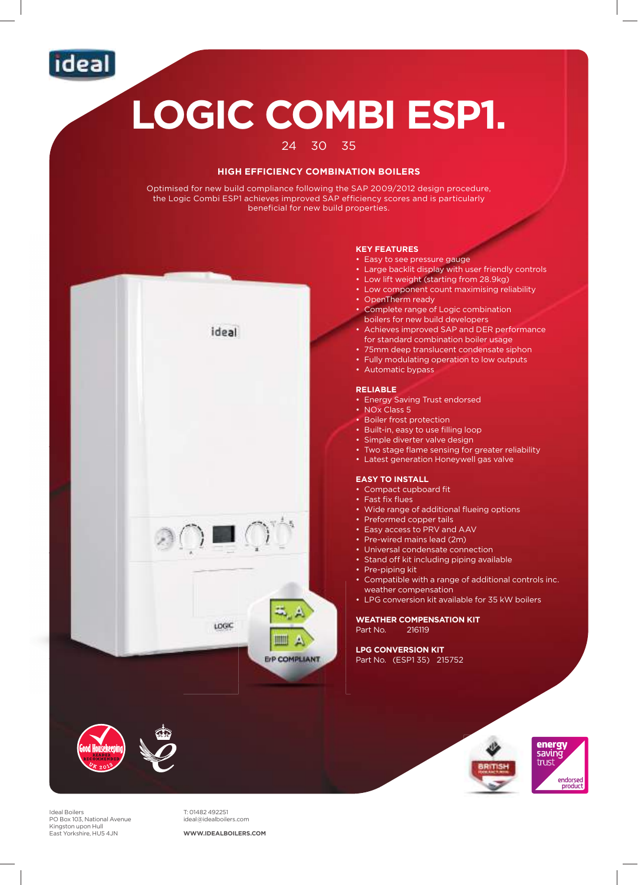# LOGIC COMBI ESP1.

24 30 35

## HIGH EFFICIENCY COMBINATION BOILERS

Optimised for new build compliance following the SAP 2009/2012 design procedure, the Logic Combi ESP1 achieves improved SAP efficiency scores and is particularly beneficial for new build properties.

### KEY FEATURES

- Easy to see pressure gauge
- Large backlit display with user friendly controls
- Low lift weight (starting from 28.9kg)
- Low component count maximising reliability
- OpenTherm ready
- Complete range of Logic combination boilers for new build developers
- Achieves improved SAP and DER performance for standard combination boiler usage
- 75mm deep translucent condensate siphon
- Fully modulating operation to low outputs
- Automatic bypass

### RELIABLE

- Energy Saving Trust endorsed
- NOx Class 5
- Boiler frost protection
- Built-in, easy to use filling loop
- Simple diverter valve design
- Two stage flame sensing for greater reliability
- Latest generation Honeywell gas valve

### EASY TO INSTALL

- Compact cupboard fit
- Fast fix flues
- Wide range of additional flueing options
- Preformed copper tails
- Easy access to PRV and AAV
- Pre-wired mains lead (2m)
- Universal condensate connection
- Stand off kit including piping available
- Pre-piping kit
- Compatible with a range of additional controls inc. weather compensation
- LPG conversion kit available for 35 kW boilers

### WEATHER COMPENSATION KIT

Part No. 216119

### LPG CONVERSION KIT

Part No. (ESP1 35) 215752

ErP COMPLIANT

Ideal Boilers
PO Box 103, National Avenue
Kingston upon Hull
East Yorkshire, HU5 4JN

T: 01482 492251
ideal@idealboilers.com

WWW.IDEALBOILERS.COM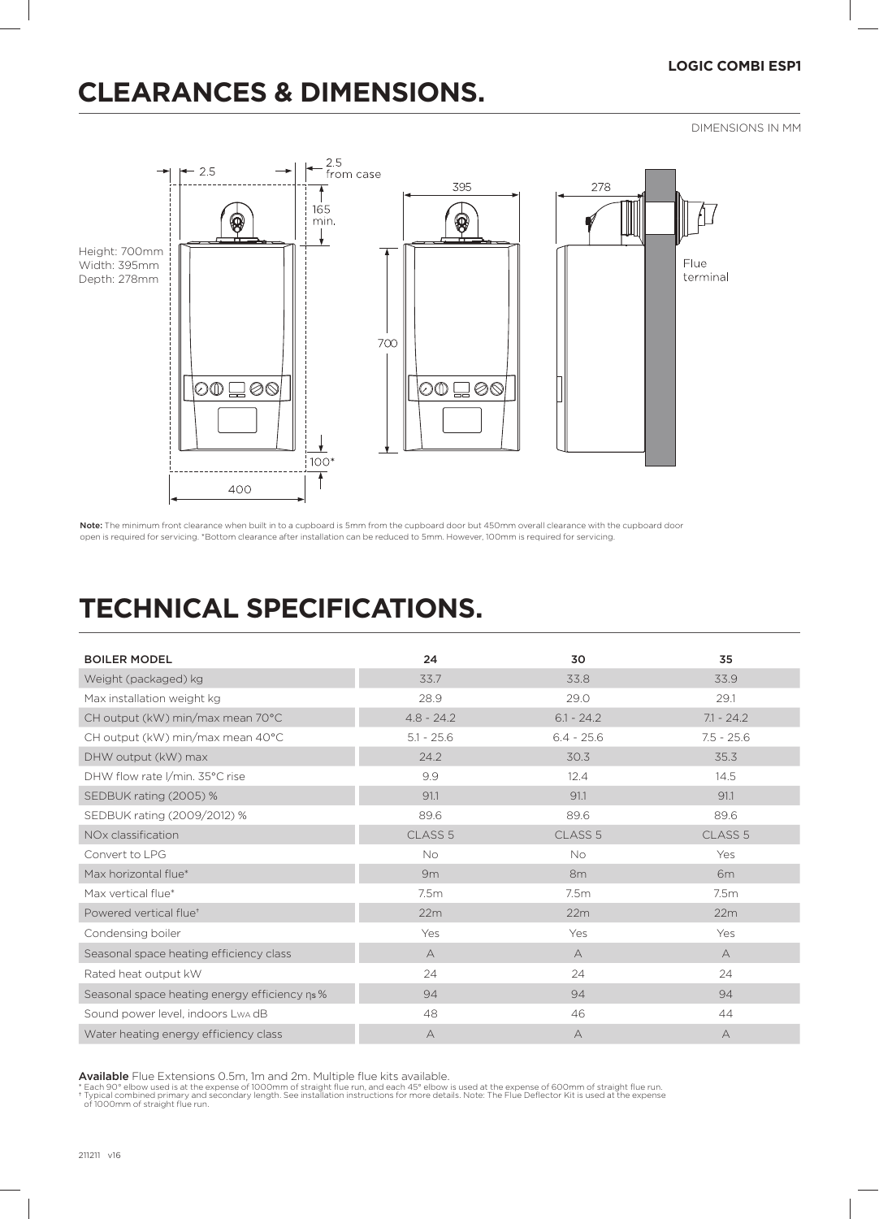LOGIC COMBI ESP1

# CLEARANCES & DIMENSIONS.

DIMENSIONS IN MM

Height: 700mm
Width: 395mm
Depth: 278mm

2.5
2.5 from case
165 min.
100*
400
395
700
278
Flue terminal

**Note:** The minimum front clearance when built in to a cupboard is 5mm from the cupboard door but 450mm overall clearance with the cupboard door open is required for servicing. *Bottom clearance after installation can be reduced to 5mm. However, 100mm is required for servicing.

# TECHNICAL SPECIFICATIONS.

| BOILER MODEL | 24 | 30 | 35 |
|---|---|---|---|
| Weight (packaged) kg | 33.7 | 33.8 | 33.9 |
| Max installation weight kg | 28.9 | 29.0 | 29.1 |
| CH output (kW) min/max mean 70°C | 4.8 - 24.2 | 6.1 - 24.2 | 7.1 - 24.2 |
| CH output (kW) min/max mean 40°C | 5.1 - 25.6 | 6.4 - 25.6 | 7.5 - 25.6 |
| DHW output (kW) max | 24.2 | 30.3 | 35.3 |
| DHW flow rate l/min. 35°C rise | 9.9 | 12.4 | 14.5 |
| SEDBUK rating (2005) % | 91.1 | 91.1 | 91.1 |
| SEDBUK rating (2009/2012) % | 89.6 | 89.6 | 89.6 |
| NOx classification | CLASS 5 | CLASS 5 | CLASS 5 |
| Convert to LPG | No | No | Yes |
| Max horizontal flue* | 9m | 8m | 6m |
| Max vertical flue* | 7.5m | 7.5m | 7.5m |
| Powered vertical flue† | 22m | 22m | 22m |
| Condensing boiler | Yes | Yes | Yes |
| Seasonal space heating efficiency class | A | A | A |
| Rated heat output kW | 24 | 24 | 24 |
| Seasonal space heating energy efficiency $\eta_s$ % | 94 | 94 | 94 |
| Sound power level, indoors $L_{WA}$ dB | 48 | 46 | 44 |
| Water heating energy efficiency class | A | A | A |

**Available** Flue Extensions 0.5m, 1m and 2m. Multiple flue kits available.

\* Each 90° elbow used is at the expense of 1000mm of straight flue run, and each 45° elbow is used at the expense of 600mm of straight flue run.

† Typical combined primary and secondary length. See installation instructions for more details. Note: The Flue Deflector Kit is used at the expense of 1000mm of straight flue run.

211211 v16